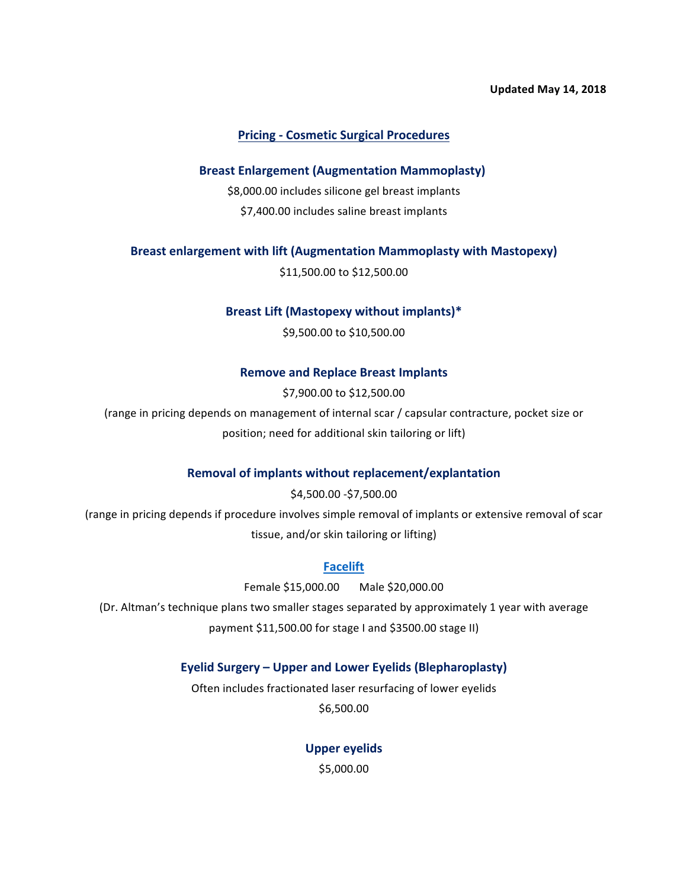**Updated May 14, 2018**

## Pricing - Cosmetic Surgical Procedures

### Breast Enlargement (Augmentation Mammoplasty)

$8,000.00 includes silicone gel breast implants

$7,400.00 includes saline breast implants

### Breast enlargement with lift (Augmentation Mammoplasty with Mastopexy)

$11,500.00 to $12,500.00

### Breast Lift (Mastopexy without implants)*

$9,500.00 to $10,500.00

### Remove and Replace Breast Implants

$7,900.00 to $12,500.00

(range in pricing depends on management of internal scar / capsular contracture, pocket size or position; need for additional skin tailoring or lift)

### Removal of implants without replacement/explantation

$4,500.00 -$7,500.00

(range in pricing depends if procedure involves simple removal of implants or extensive removal of scar tissue, and/or skin tailoring or lifting)

### Facelift

Female $15,000.00 Male $20,000.00

(Dr. Altman's technique plans two smaller stages separated by approximately 1 year with average payment $11,500.00 for stage I and $3500.00 stage II)

### Eyelid Surgery – Upper and Lower Eyelids (Blepharoplasty)

Often includes fractionated laser resurfacing of lower eyelids

$6,500.00

### Upper eyelids

$5,000.00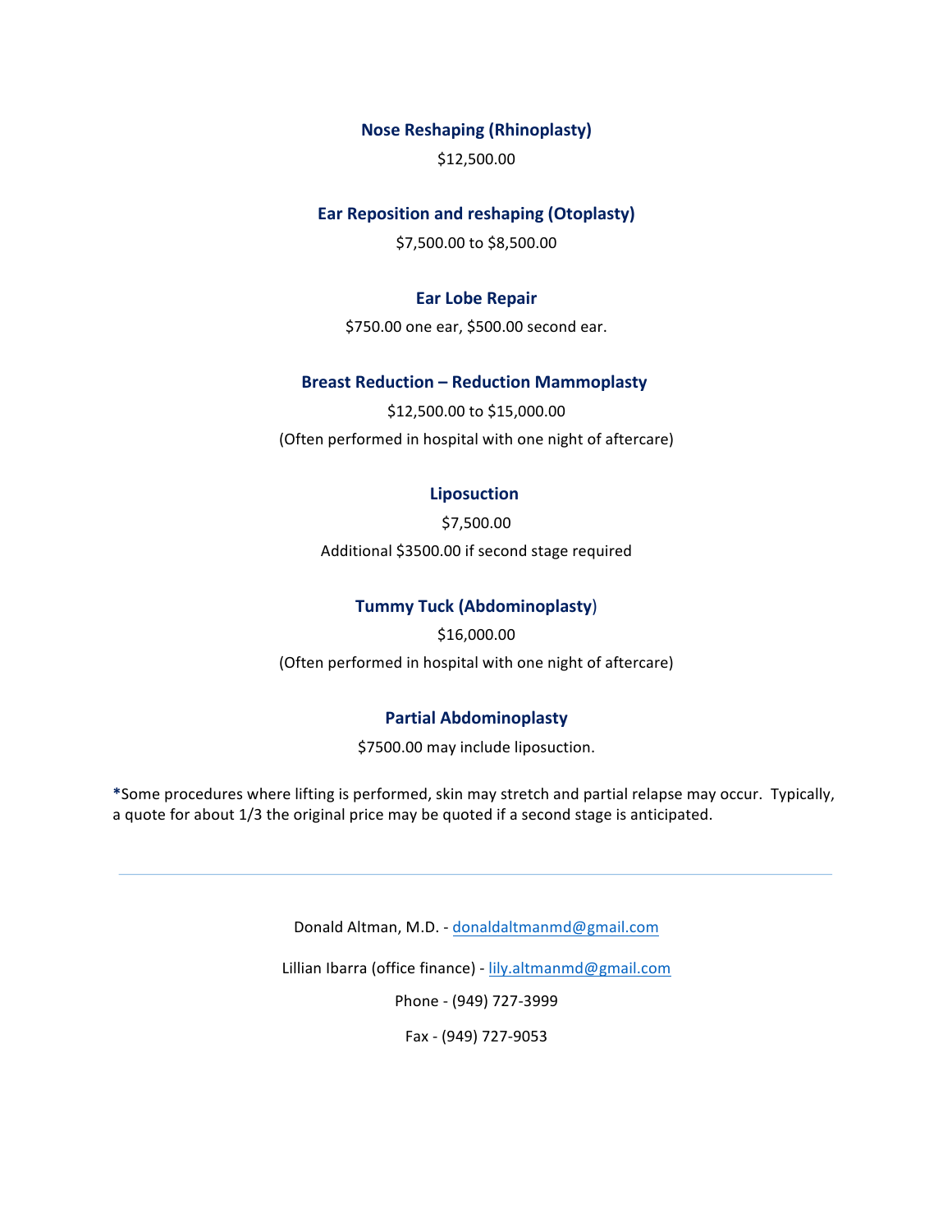### Nose Reshaping (Rhinoplasty)

$12,500.00

### Ear Reposition and reshaping (Otoplasty)

$7,500.00 to $8,500.00

### Ear Lobe Repair

$750.00 one ear, $500.00 second ear.

### Breast Reduction – Reduction Mammoplasty

$12,500.00 to $15,000.00

(Often performed in hospital with one night of aftercare)

### Liposuction

$7,500.00

Additional $3500.00 if second stage required

### Tummy Tuck (Abdominoplasty)

$16,000.00

(Often performed in hospital with one night of aftercare)

### Partial Abdominoplasty

$7500.00 may include liposuction.

**\***Some procedures where lifting is performed, skin may stretch and partial relapse may occur. Typically, a quote for about 1/3 the original price may be quoted if a second stage is anticipated.

---

Donald Altman, M.D. - donaldaltmanmd@gmail.com

Lillian Ibarra (office finance) - lily.altmanmd@gmail.com

Phone - (949) 727-3999

Fax - (949) 727-9053